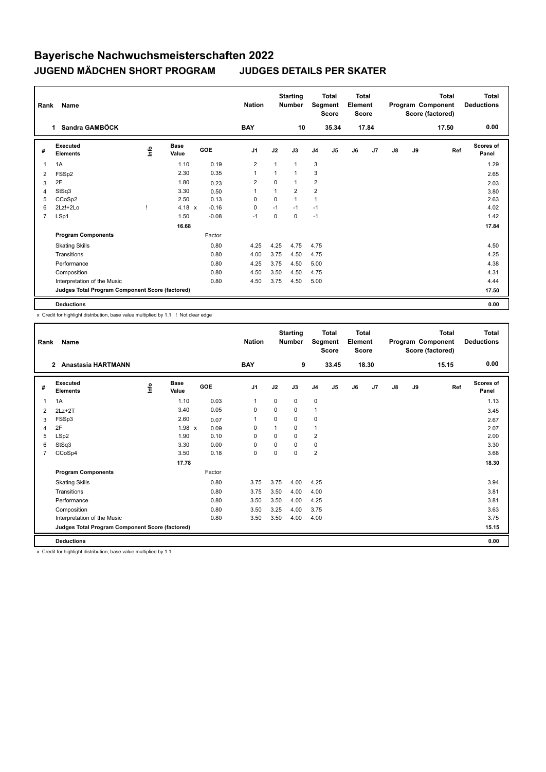# Bayerische Nachwuchsmeisterschaften 2022

## JUGEND MÄDCHEN SHORT PROGRAM    JUDGES DETAILS PER SKATER

| Rank | Name | Nation | Starting Number | Total Segment Score | Total Element Score | Total Program Component Score (factored) | Total Deductions |
|---|---|---|---|---|---|---|---|
| 1 | Sandra GAMBÖCK | BAY | 10 | 35.34 | 17.84 | 17.50 | 0.00 |

| # | Executed Elements | Info | Base Value | | GOE | J1 | J2 | J3 | J4 | J5 | J6 | J7 | J8 | J9 | Ref | Scores of Panel |
|---|---|---|---|---|---|---|---|---|---|---|---|---|---|---|---|---|
| 1 | 1A | | 1.10 | | 0.19 | 2 | 1 | 1 | 3 | | | | | | | 1.29 |
| 2 | FSSp2 | | 2.30 | | 0.35 | 1 | 1 | 1 | 3 | | | | | | | 2.65 |
| 3 | 2F | | 1.80 | | 0.23 | 2 | 0 | 1 | 2 | | | | | | | 2.03 |
| 4 | StSq3 | | 3.30 | | 0.50 | 1 | 1 | 2 | 2 | | | | | | | 3.80 |
| 5 | CCoSp2 | | 2.50 | | 0.13 | 0 | 0 | 1 | 1 | | | | | | | 2.63 |
| 6 | 2Lz!+2Lo | ! | 4.18 | x | -0.16 | 0 | -1 | -1 | -1 | | | | | | | 4.02 |
| 7 | LSp1 | | 1.50 | | -0.08 | -1 | 0 | 0 | -1 | | | | | | | 1.42 |
| | | | 16.68 | | | | | | | | | | | | | 17.84 |
| | **Program Components** | | | | Factor | | | | | | | | | | | |
| | Skating Skills | | | | 0.80 | 4.25 | 4.25 | 4.75 | 4.75 | | | | | | | 4.50 |
| | Transitions | | | | 0.80 | 4.00 | 3.75 | 4.50 | 4.75 | | | | | | | 4.25 |
| | Performance | | | | 0.80 | 4.25 | 3.75 | 4.50 | 5.00 | | | | | | | 4.38 |
| | Composition | | | | 0.80 | 4.50 | 3.50 | 4.50 | 4.75 | | | | | | | 4.31 |
| | Interpretation of the Music | | | | 0.80 | 4.50 | 3.75 | 4.50 | 5.00 | | | | | | | 4.44 |
| | **Judges Total Program Component Score (factored)** | | | | | | | | | | | | | | | 17.50 |
| | **Deductions** | | | | | | | | | | | | | | | 0.00 |

x Credit for highlight distribution, base value multiplied by 1.1 ! Not clear edge

| Rank | Name | Nation | Starting Number | Total Segment Score | Total Element Score | Total Program Component Score (factored) | Total Deductions |
|---|---|---|---|---|---|---|---|
| 2 | Anastasia HARTMANN | BAY | 9 | 33.45 | 18.30 | 15.15 | 0.00 |

| # | Executed Elements | Info | Base Value | | GOE | J1 | J2 | J3 | J4 | J5 | J6 | J7 | J8 | J9 | Ref | Scores of Panel |
|---|---|---|---|---|---|---|---|---|---|---|---|---|---|---|---|---|
| 1 | 1A | | 1.10 | | 0.03 | 1 | 0 | 0 | 0 | | | | | | | 1.13 |
| 2 | 2Lz+2T | | 3.40 | | 0.05 | 0 | 0 | 0 | 1 | | | | | | | 3.45 |
| 3 | FSSp3 | | 2.60 | | 0.07 | 1 | 0 | 0 | 0 | | | | | | | 2.67 |
| 4 | 2F | | 1.98 | x | 0.09 | 0 | 1 | 0 | 1 | | | | | | | 2.07 |
| 5 | LSp2 | | 1.90 | | 0.10 | 0 | 0 | 0 | 2 | | | | | | | 2.00 |
| 6 | StSq3 | | 3.30 | | 0.00 | 0 | 0 | 0 | 0 | | | | | | | 3.30 |
| 7 | CCoSp4 | | 3.50 | | 0.18 | 0 | 0 | 0 | 2 | | | | | | | 3.68 |
| | | | 17.78 | | | | | | | | | | | | | 18.30 |
| | **Program Components** | | | | Factor | | | | | | | | | | | |
| | Skating Skills | | | | 0.80 | 3.75 | 3.75 | 4.00 | 4.25 | | | | | | | 3.94 |
| | Transitions | | | | 0.80 | 3.75 | 3.50 | 4.00 | 4.00 | | | | | | | 3.81 |
| | Performance | | | | 0.80 | 3.50 | 3.50 | 4.00 | 4.25 | | | | | | | 3.81 |
| | Composition | | | | 0.80 | 3.50 | 3.25 | 4.00 | 3.75 | | | | | | | 3.63 |
| | Interpretation of the Music | | | | 0.80 | 3.50 | 3.50 | 4.00 | 4.00 | | | | | | | 3.75 |
| | **Judges Total Program Component Score (factored)** | | | | | | | | | | | | | | | 15.15 |
| | **Deductions** | | | | | | | | | | | | | | | 0.00 |

x Credit for highlight distribution, base value multiplied by 1.1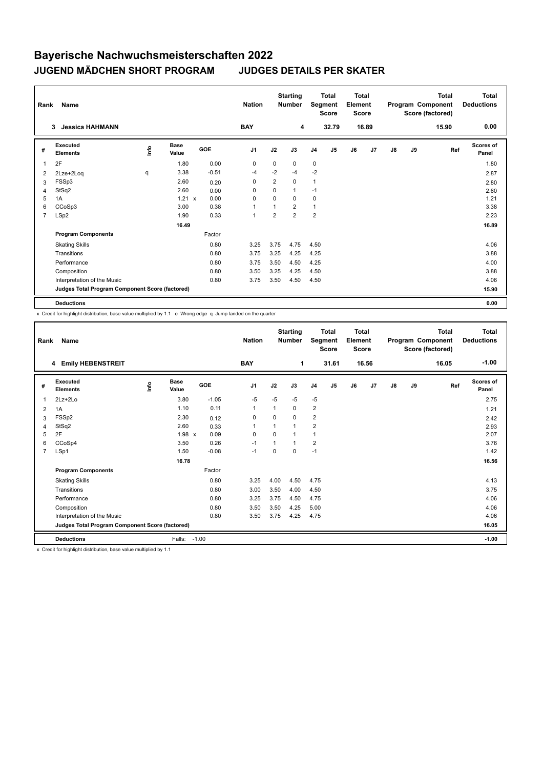# Bayerische Nachwuchsmeisterschaften 2022

## JUGEND MÄDCHEN SHORT PROGRAM JUDGES DETAILS PER SKATER

| Rank | Name | Nation | Starting Number | Total Segment Score | Total Element Score | Total Program Component Score (factored) | Total Deductions |
|---|---|---|---|---|---|---|---|
| 3 | Jessica HAHMANN | BAY | 4 | 32.79 | 16.89 | 15.90 | 0.00 |

| # | Executed Elements | Info | Base Value | | GOE | J1 | J2 | J3 | J4 | J5 | J6 | J7 | J8 | J9 | Ref | Scores of Panel |
|---|---|---|---|---|---|---|---|---|---|---|---|---|---|---|---|---|
| 1 | 2F | | 1.80 | | 0.00 | 0 | 0 | 0 | 0 | | | | | | | 1.80 |
| 2 | 2Lze+2Loq | q | 3.38 | | -0.51 | -4 | -2 | -4 | -2 | | | | | | | 2.87 |
| 3 | FSSp3 | | 2.60 | | 0.20 | 0 | 2 | 0 | 1 | | | | | | | 2.80 |
| 4 | StSq2 | | 2.60 | | 0.00 | 0 | 0 | 1 | -1 | | | | | | | 2.60 |
| 5 | 1A | | 1.21 | x | 0.00 | 0 | 0 | 0 | 0 | | | | | | | 1.21 |
| 6 | CCoSp3 | | 3.00 | | 0.38 | 1 | 1 | 2 | 1 | | | | | | | 3.38 |
| 7 | LSp2 | | 1.90 | | 0.33 | 1 | 2 | 2 | 2 | | | | | | | 2.23 |
| | | | 16.49 | | | | | | | | | | | | | 16.89 |
| | **Program Components** | | | | Factor | | | | | | | | | | | |
| | Skating Skills | | | | 0.80 | 3.25 | 3.75 | 4.75 | 4.50 | | | | | | | 4.06 |
| | Transitions | | | | 0.80 | 3.75 | 3.25 | 4.25 | 4.25 | | | | | | | 3.88 |
| | Performance | | | | 0.80 | 3.75 | 3.50 | 4.50 | 4.25 | | | | | | | 4.00 |
| | Composition | | | | 0.80 | 3.50 | 3.25 | 4.25 | 4.50 | | | | | | | 3.88 |
| | Interpretation of the Music | | | | 0.80 | 3.75 | 3.50 | 4.50 | 4.50 | | | | | | | 4.06 |
| | **Judges Total Program Component Score (factored)** | | | | | | | | | | | | | | | 15.90 |
| | **Deductions** | | | | | | | | | | | | | | | 0.00 |

x Credit for highlight distribution, base value multiplied by 1.1 e Wrong edge q Jump landed on the quarter

| Rank | Name | Nation | Starting Number | Total Segment Score | Total Element Score | Total Program Component Score (factored) | Total Deductions |
|---|---|---|---|---|---|---|---|
| 4 | Emily HEBENSTREIT | BAY | 1 | 31.61 | 16.56 | 16.05 | -1.00 |

| # | Executed Elements | Info | Base Value | | GOE | J1 | J2 | J3 | J4 | J5 | J6 | J7 | J8 | J9 | Ref | Scores of Panel |
|---|---|---|---|---|---|---|---|---|---|---|---|---|---|---|---|---|
| 1 | 2Lz+2Lo | | 3.80 | | -1.05 | -5 | -5 | -5 | -5 | | | | | | | 2.75 |
| 2 | 1A | | 1.10 | | 0.11 | 1 | 1 | 0 | 2 | | | | | | | 1.21 |
| 3 | FSSp2 | | 2.30 | | 0.12 | 0 | 0 | 0 | 2 | | | | | | | 2.42 |
| 4 | StSq2 | | 2.60 | | 0.33 | 1 | 1 | 1 | 2 | | | | | | | 2.93 |
| 5 | 2F | | 1.98 | x | 0.09 | 0 | 0 | 1 | 1 | | | | | | | 2.07 |
| 6 | CCoSp4 | | 3.50 | | 0.26 | -1 | 1 | 1 | 2 | | | | | | | 3.76 |
| 7 | LSp1 | | 1.50 | | -0.08 | -1 | 0 | 0 | -1 | | | | | | | 1.42 |
| | | | 16.78 | | | | | | | | | | | | | 16.56 |
| | **Program Components** | | | | Factor | | | | | | | | | | | |
| | Skating Skills | | | | 0.80 | 3.25 | 4.00 | 4.50 | 4.75 | | | | | | | 4.13 |
| | Transitions | | | | 0.80 | 3.00 | 3.50 | 4.00 | 4.50 | | | | | | | 3.75 |
| | Performance | | | | 0.80 | 3.25 | 3.75 | 4.50 | 4.75 | | | | | | | 4.06 |
| | Composition | | | | 0.80 | 3.50 | 3.50 | 4.25 | 5.00 | | | | | | | 4.06 |
| | Interpretation of the Music | | | | 0.80 | 3.50 | 3.75 | 4.25 | 4.75 | | | | | | | 4.06 |
| | **Judges Total Program Component Score (factored)** | | | | | | | | | | | | | | | 16.05 |
| | **Deductions** | | Falls: -1.00 | | | | | | | | | | | | | -1.00 |

x Credit for highlight distribution, base value multiplied by 1.1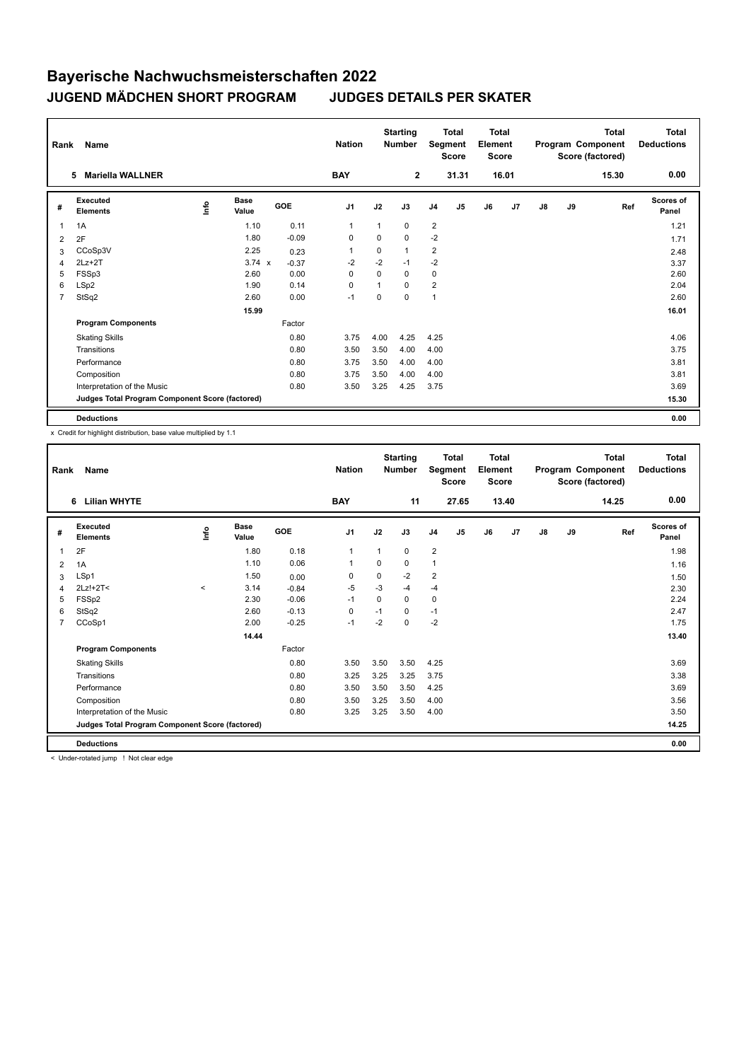# Bayerische Nachwuchsmeisterschaften 2022

## JUGEND MÄDCHEN SHORT PROGRAM JUDGES DETAILS PER SKATER

| Rank | Name | Nation | Starting Number | Total Segment Score | Total Element Score | Total Program Component Score (factored) | Total Deductions |
|---|---|---|---|---|---|---|---|
| 5 | Mariella WALLNER | BAY | 2 | 31.31 | 16.01 | 15.30 | 0.00 |

| # | Executed Elements | Info | Base Value | GOE | J1 | J2 | J3 | J4 | J5 | J6 | J7 | J8 | J9 | Ref | Scores of Panel |
|---|---|---|---|---|---|---|---|---|---|---|---|---|---|---|---|
| 1 | 1A | | 1.10 | 0.11 | 1 | 1 | 0 | 2 | | | | | | | 1.21 |
| 2 | 2F | | 1.80 | -0.09 | 0 | 0 | 0 | -2 | | | | | | | 1.71 |
| 3 | CCoSp3V | | 2.25 | 0.23 | 1 | 0 | 1 | 2 | | | | | | | 2.48 |
| 4 | 2Lz+2T | | 3.74 x | -0.37 | -2 | -2 | -1 | -2 | | | | | | | 3.37 |
| 5 | FSSp3 | | 2.60 | 0.00 | 0 | 0 | 0 | 0 | | | | | | | 2.60 |
| 6 | LSp2 | | 1.90 | 0.14 | 0 | 1 | 0 | 2 | | | | | | | 2.04 |
| 7 | StSq2 | | 2.60 | 0.00 | -1 | 0 | 0 | 1 | | | | | | | 2.60 |
| | | | 15.99 | | | | | | | | | | | | 16.01 |
| | **Program Components** | | | Factor | | | | | | | | | | | |
| | Skating Skills | | | 0.80 | 3.75 | 4.00 | 4.25 | 4.25 | | | | | | | 4.06 |
| | Transitions | | | 0.80 | 3.50 | 3.50 | 4.00 | 4.00 | | | | | | | 3.75 |
| | Performance | | | 0.80 | 3.75 | 3.50 | 4.00 | 4.00 | | | | | | | 3.81 |
| | Composition | | | 0.80 | 3.75 | 3.50 | 4.00 | 4.00 | | | | | | | 3.81 |
| | Interpretation of the Music | | | 0.80 | 3.50 | 3.25 | 4.25 | 3.75 | | | | | | | 3.69 |
| | **Judges Total Program Component Score (factored)** | | | | | | | | | | | | | | 15.30 |
| | **Deductions** | | | | | | | | | | | | | | 0.00 |

x Credit for highlight distribution, base value multiplied by 1.1

| Rank | Name | Nation | Starting Number | Total Segment Score | Total Element Score | Total Program Component Score (factored) | Total Deductions |
|---|---|---|---|---|---|---|---|
| 6 | Lilian WHYTE | BAY | 11 | 27.65 | 13.40 | 14.25 | 0.00 |

| # | Executed Elements | Info | Base Value | GOE | J1 | J2 | J3 | J4 | J5 | J6 | J7 | J8 | J9 | Ref | Scores of Panel |
|---|---|---|---|---|---|---|---|---|---|---|---|---|---|---|---|
| 1 | 2F | | 1.80 | 0.18 | 1 | 1 | 0 | 2 | | | | | | | 1.98 |
| 2 | 1A | | 1.10 | 0.06 | 1 | 0 | 0 | 1 | | | | | | | 1.16 |
| 3 | LSp1 | | 1.50 | 0.00 | 0 | 0 | -2 | 2 | | | | | | | 1.50 |
| 4 | 2Lz!+2T< | < | 3.14 | -0.84 | -5 | -3 | -4 | -4 | | | | | | | 2.30 |
| 5 | FSSp2 | | 2.30 | -0.06 | -1 | 0 | 0 | 0 | | | | | | | 2.24 |
| 6 | StSq2 | | 2.60 | -0.13 | 0 | -1 | 0 | -1 | | | | | | | 2.47 |
| 7 | CCoSp1 | | 2.00 | -0.25 | -1 | -2 | 0 | -2 | | | | | | | 1.75 |
| | | | 14.44 | | | | | | | | | | | | 13.40 |
| | **Program Components** | | | Factor | | | | | | | | | | | |
| | Skating Skills | | | 0.80 | 3.50 | 3.50 | 3.50 | 4.25 | | | | | | | 3.69 |
| | Transitions | | | 0.80 | 3.25 | 3.25 | 3.25 | 3.75 | | | | | | | 3.38 |
| | Performance | | | 0.80 | 3.50 | 3.50 | 3.50 | 4.25 | | | | | | | 3.69 |
| | Composition | | | 0.80 | 3.50 | 3.25 | 3.50 | 4.00 | | | | | | | 3.56 |
| | Interpretation of the Music | | | 0.80 | 3.25 | 3.25 | 3.50 | 4.00 | | | | | | | 3.50 |
| | **Judges Total Program Component Score (factored)** | | | | | | | | | | | | | | 14.25 |
| | **Deductions** | | | | | | | | | | | | | | 0.00 |

< Under-rotated jump ! Not clear edge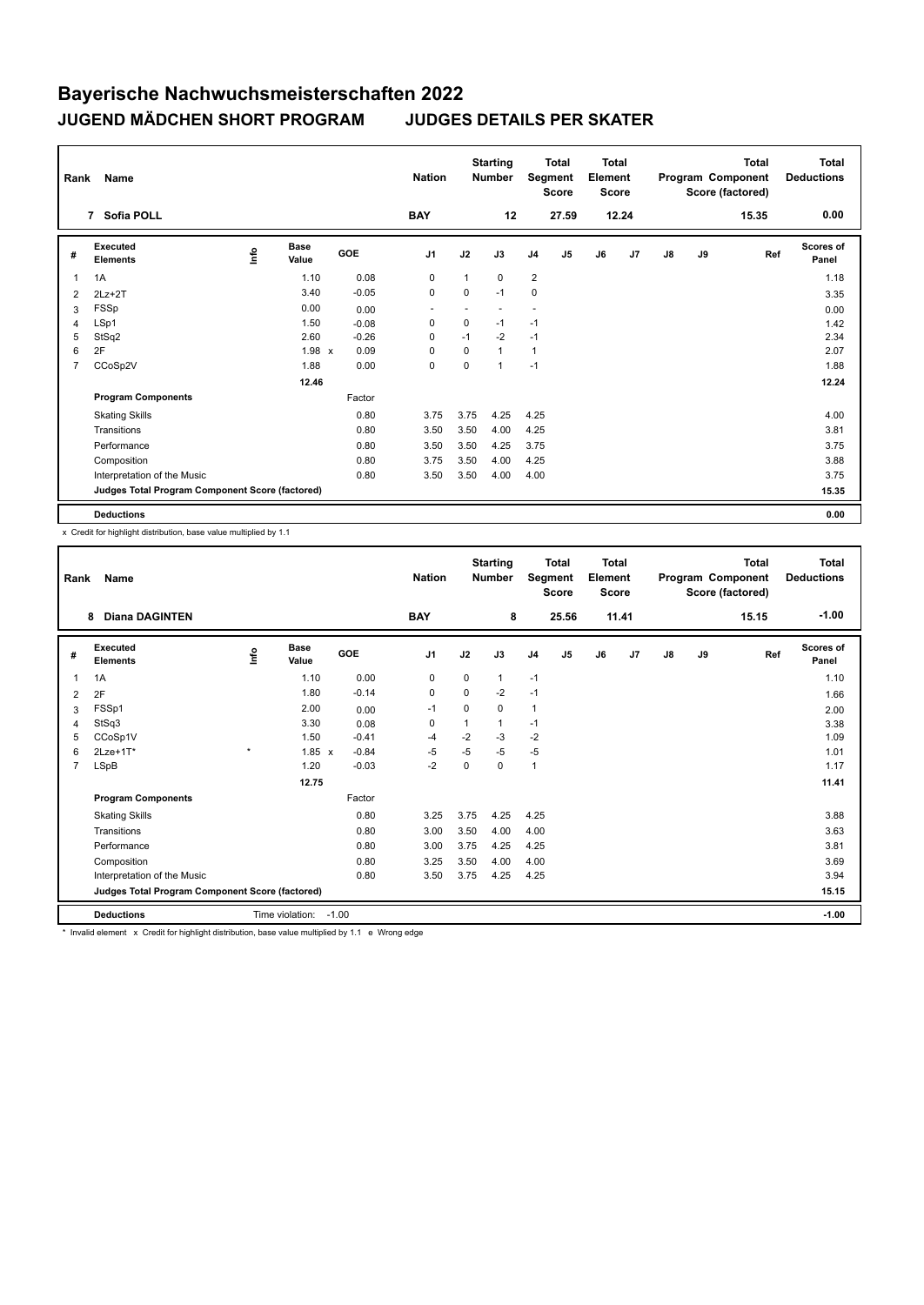# Bayerische Nachwuchsmeisterschaften 2022

## JUGEND MÄDCHEN SHORT PROGRAM    JUDGES DETAILS PER SKATER

| Rank | Name | Nation | Starting Number | Total Segment Score | Total Element Score | Total Program Component Score (factored) | Total Deductions |
|---|---|---|---|---|---|---|---|
| 7 | Sofia POLL | BAY | 12 | 27.59 | 12.24 | 15.35 | 0.00 |

| # | Executed Elements | Info | Base Value | GOE | J1 | J2 | J3 | J4 | J5 | J6 | J7 | J8 | J9 | Ref | Scores of Panel |
|---|---|---|---|---|---|---|---|---|---|---|---|---|---|---|---|
| 1 | 1A | | 1.10 | 0.08 | 0 | 1 | 0 | 2 | | | | | | | 1.18 |
| 2 | 2Lz+2T | | 3.40 | -0.05 | 0 | 0 | -1 | 0 | | | | | | | 3.35 |
| 3 | FSSp | | 0.00 | 0.00 | - | - | - | - | | | | | | | 0.00 |
| 4 | LSp1 | | 1.50 | -0.08 | 0 | 0 | -1 | -1 | | | | | | | 1.42 |
| 5 | StSq2 | | 2.60 | -0.26 | 0 | -1 | -2 | -1 | | | | | | | 2.34 |
| 6 | 2F | | 1.98 x | 0.09 | 0 | 0 | 1 | 1 | | | | | | | 2.07 |
| 7 | CCoSp2V | | 1.88 | 0.00 | 0 | 0 | 1 | -1 | | | | | | | 1.88 |
| | | | 12.46 | | | | | | | | | | | | 12.24 |
| | **Program Components** | | | Factor | | | | | | | | | | | |
| | Skating Skills | | | 0.80 | 3.75 | 3.75 | 4.25 | 4.25 | | | | | | | 4.00 |
| | Transitions | | | 0.80 | 3.50 | 3.50 | 4.00 | 4.25 | | | | | | | 3.81 |
| | Performance | | | 0.80 | 3.50 | 3.50 | 4.25 | 3.75 | | | | | | | 3.75 |
| | Composition | | | 0.80 | 3.75 | 3.50 | 4.00 | 4.25 | | | | | | | 3.88 |
| | Interpretation of the Music | | | 0.80 | 3.50 | 3.50 | 4.00 | 4.00 | | | | | | | 3.75 |
| | **Judges Total Program Component Score (factored)** | | | | | | | | | | | | | | 15.35 |
| | **Deductions** | | | | | | | | | | | | | | 0.00 |

x Credit for highlight distribution, base value multiplied by 1.1

| Rank | Name | Nation | Starting Number | Total Segment Score | Total Element Score | Total Program Component Score (factored) | Total Deductions |
|---|---|---|---|---|---|---|---|
| 8 | Diana DAGINTEN | BAY | 8 | 25.56 | 11.41 | 15.15 | -1.00 |

| # | Executed Elements | Info | Base Value | GOE | J1 | J2 | J3 | J4 | J5 | J6 | J7 | J8 | J9 | Ref | Scores of Panel |
|---|---|---|---|---|---|---|---|---|---|---|---|---|---|---|---|
| 1 | 1A | | 1.10 | 0.00 | 0 | 0 | 1 | -1 | | | | | | | 1.10 |
| 2 | 2F | | 1.80 | -0.14 | 0 | 0 | -2 | -1 | | | | | | | 1.66 |
| 3 | FSSp1 | | 2.00 | 0.00 | -1 | 0 | 0 | 1 | | | | | | | 2.00 |
| 4 | StSq3 | | 3.30 | 0.08 | 0 | 1 | 1 | -1 | | | | | | | 3.38 |
| 5 | CCoSp1V | | 1.50 | -0.41 | -4 | -2 | -3 | -2 | | | | | | | 1.09 |
| 6 | 2Lze+1T* | * | 1.85 x | -0.84 | -5 | -5 | -5 | -5 | | | | | | | 1.01 |
| 7 | LSpB | | 1.20 | -0.03 | -2 | 0 | 0 | 1 | | | | | | | 1.17 |
| | | | 12.75 | | | | | | | | | | | | 11.41 |
| | **Program Components** | | | Factor | | | | | | | | | | | |
| | Skating Skills | | | 0.80 | 3.25 | 3.75 | 4.25 | 4.25 | | | | | | | 3.88 |
| | Transitions | | | 0.80 | 3.00 | 3.50 | 4.00 | 4.00 | | | | | | | 3.63 |
| | Performance | | | 0.80 | 3.00 | 3.75 | 4.25 | 4.25 | | | | | | | 3.81 |
| | Composition | | | 0.80 | 3.25 | 3.50 | 4.00 | 4.00 | | | | | | | 3.69 |
| | Interpretation of the Music | | | 0.80 | 3.50 | 3.75 | 4.25 | 4.25 | | | | | | | 3.94 |
| | **Judges Total Program Component Score (factored)** | | | | | | | | | | | | | | 15.15 |
| | **Deductions** | Time violation: | -1.00 | | | | | | | | | | | | -1.00 |

\* Invalid element x Credit for highlight distribution, base value multiplied by 1.1 e Wrong edge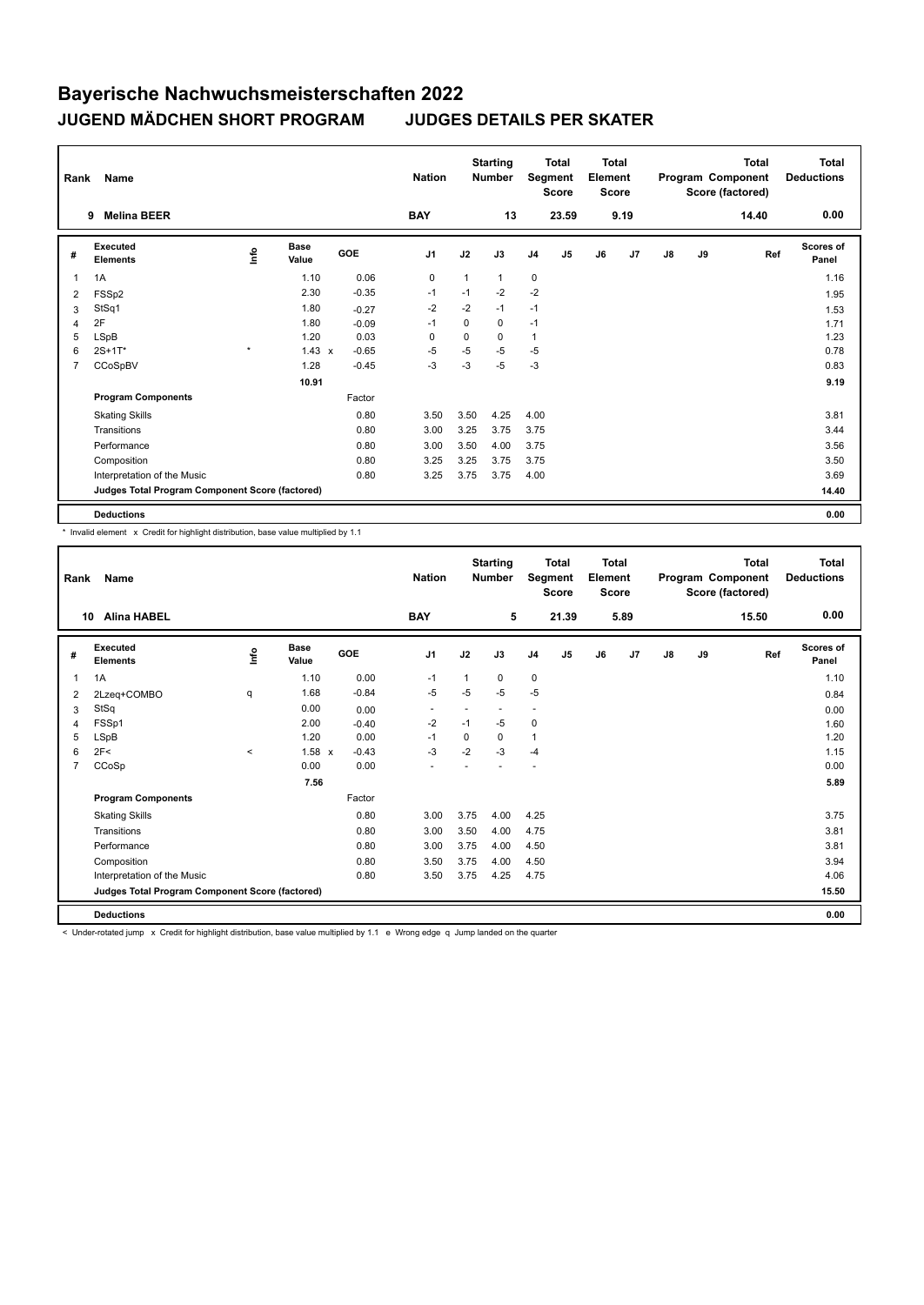# Bayerische Nachwuchsmeisterschaften 2022

## JUGEND MÄDCHEN SHORT PROGRAM JUDGES DETAILS PER SKATER

| Rank | Name | Nation | Starting Number | Total Segment Score | Total Element Score | Total Program Component Score (factored) | Total Deductions |
|---|---|---|---|---|---|---|---|
| 9 | Melina BEER | BAY | 13 | 23.59 | 9.19 | 14.40 | 0.00 |

| # | Executed Elements | Info | Base Value | | GOE | J1 | J2 | J3 | J4 | J5 | J6 | J7 | J8 | J9 | Ref | Scores of Panel |
|---|---|---|---|---|---|---|---|---|---|---|---|---|---|---|---|---|
| 1 | 1A | | 1.10 | | 0.06 | 0 | 1 | 1 | 0 | | | | | | | 1.16 |
| 2 | FSSp2 | | 2.30 | | -0.35 | -1 | -1 | -2 | -2 | | | | | | | 1.95 |
| 3 | StSq1 | | 1.80 | | -0.27 | -2 | -2 | -1 | -1 | | | | | | | 1.53 |
| 4 | 2F | | 1.80 | | -0.09 | -1 | 0 | 0 | -1 | | | | | | | 1.71 |
| 5 | LSpB | | 1.20 | | 0.03 | 0 | 0 | 0 | 1 | | | | | | | 1.23 |
| 6 | 2S+1T* | * | 1.43 | x | -0.65 | -5 | -5 | -5 | -5 | | | | | | | 0.78 |
| 7 | CCoSpBV | | 1.28 | | -0.45 | -3 | -3 | -5 | -3 | | | | | | | 0.83 |
| | | | 10.91 | | | | | | | | | | | | | 9.19 |
| | **Program Components** | | | | Factor | | | | | | | | | | | |
| | Skating Skills | | | | 0.80 | 3.50 | 3.50 | 4.25 | 4.00 | | | | | | | 3.81 |
| | Transitions | | | | 0.80 | 3.00 | 3.25 | 3.75 | 3.75 | | | | | | | 3.44 |
| | Performance | | | | 0.80 | 3.00 | 3.50 | 4.00 | 3.75 | | | | | | | 3.56 |
| | Composition | | | | 0.80 | 3.25 | 3.25 | 3.75 | 3.75 | | | | | | | 3.50 |
| | Interpretation of the Music | | | | 0.80 | 3.25 | 3.75 | 3.75 | 4.00 | | | | | | | 3.69 |
| | **Judges Total Program Component Score (factored)** | | | | | | | | | | | | | | | 14.40 |
| | **Deductions** | | | | | | | | | | | | | | | 0.00 |

* Invalid element x Credit for highlight distribution, base value multiplied by 1.1

| Rank | Name | Nation | Starting Number | Total Segment Score | Total Element Score | Total Program Component Score (factored) | Total Deductions |
|---|---|---|---|---|---|---|---|
| 10 | Alina HABEL | BAY | 5 | 21.39 | 5.89 | 15.50 | 0.00 |

| # | Executed Elements | Info | Base Value | | GOE | J1 | J2 | J3 | J4 | J5 | J6 | J7 | J8 | J9 | Ref | Scores of Panel |
|---|---|---|---|---|---|---|---|---|---|---|---|---|---|---|---|---|
| 1 | 1A | | 1.10 | | 0.00 | -1 | 1 | 0 | 0 | | | | | | | 1.10 |
| 2 | 2Lzeq+COMBO | q | 1.68 | | -0.84 | -5 | -5 | -5 | -5 | | | | | | | 0.84 |
| 3 | StSq | | 0.00 | | 0.00 | - | - | - | - | | | | | | | 0.00 |
| 4 | FSSp1 | | 2.00 | | -0.40 | -2 | -1 | -5 | 0 | | | | | | | 1.60 |
| 5 | LSpB | | 1.20 | | 0.00 | -1 | 0 | 0 | 1 | | | | | | | 1.20 |
| 6 | 2F< | < | 1.58 | x | -0.43 | -3 | -2 | -3 | -4 | | | | | | | 1.15 |
| 7 | CCoSp | | 0.00 | | 0.00 | - | - | - | - | | | | | | | 0.00 |
| | | | 7.56 | | | | | | | | | | | | | 5.89 |
| | **Program Components** | | | | Factor | | | | | | | | | | | |
| | Skating Skills | | | | 0.80 | 3.00 | 3.75 | 4.00 | 4.25 | | | | | | | 3.75 |
| | Transitions | | | | 0.80 | 3.00 | 3.50 | 4.00 | 4.75 | | | | | | | 3.81 |
| | Performance | | | | 0.80 | 3.00 | 3.75 | 4.00 | 4.50 | | | | | | | 3.81 |
| | Composition | | | | 0.80 | 3.50 | 3.75 | 4.00 | 4.50 | | | | | | | 3.94 |
| | Interpretation of the Music | | | | 0.80 | 3.50 | 3.75 | 4.25 | 4.75 | | | | | | | 4.06 |
| | **Judges Total Program Component Score (factored)** | | | | | | | | | | | | | | | 15.50 |
| | **Deductions** | | | | | | | | | | | | | | | 0.00 |

< Under-rotated jump x Credit for highlight distribution, base value multiplied by 1.1 e Wrong edge q Jump landed on the quarter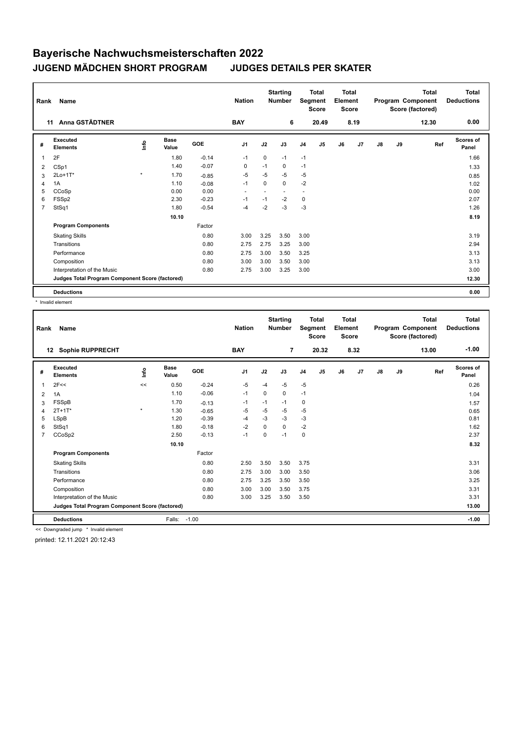# Bayerische Nachwuchsmeisterschaften 2022

## JUGEND MÄDCHEN SHORT PROGRAM — JUDGES DETAILS PER SKATER

| Rank | Name | Nation | Starting Number | Total Segment Score | Total Element Score | Total Program Component Score (factored) | Total Deductions |
|---|---|---|---|---|---|---|---|
| 11 | Anna GSTÄDTNER | BAY | 6 | 20.49 | 8.19 | 12.30 | 0.00 |

| # | Executed Elements | Info | Base Value | GOE | J1 | J2 | J3 | J4 | J5 | J6 | J7 | J8 | J9 | Ref | Scores of Panel |
|---|---|---|---|---|---|---|---|---|---|---|---|---|---|---|---|
| 1 | 2F | | 1.80 | -0.14 | -1 | 0 | -1 | -1 | | | | | | | 1.66 |
| 2 | CSp1 | | 1.40 | -0.07 | 0 | -1 | 0 | -1 | | | | | | | 1.33 |
| 3 | 2Lo+1T* | * | 1.70 | -0.85 | -5 | -5 | -5 | -5 | | | | | | | 0.85 |
| 4 | 1A | | 1.10 | -0.08 | -1 | 0 | 0 | -2 | | | | | | | 1.02 |
| 5 | CCoSp | | 0.00 | 0.00 | - | - | - | - | | | | | | | 0.00 |
| 6 | FSSp2 | | 2.30 | -0.23 | -1 | -1 | -2 | 0 | | | | | | | 2.07 |
| 7 | StSq1 | | 1.80 | -0.54 | -4 | -2 | -3 | -3 | | | | | | | 1.26 |
| | | | 10.10 | | | | | | | | | | | | 8.19 |
| | **Program Components** | | | Factor | | | | | | | | | | | |
| | Skating Skills | | | 0.80 | 3.00 | 3.25 | 3.50 | 3.00 | | | | | | | 3.19 |
| | Transitions | | | 0.80 | 2.75 | 2.75 | 3.25 | 3.00 | | | | | | | 2.94 |
| | Performance | | | 0.80 | 2.75 | 3.00 | 3.50 | 3.25 | | | | | | | 3.13 |
| | Composition | | | 0.80 | 3.00 | 3.00 | 3.50 | 3.00 | | | | | | | 3.13 |
| | Interpretation of the Music | | | 0.80 | 2.75 | 3.00 | 3.25 | 3.00 | | | | | | | 3.00 |
| | **Judges Total Program Component Score (factored)** | | | | | | | | | | | | | | 12.30 |
| | **Deductions** | | | | | | | | | | | | | | 0.00 |

\* Invalid element

| Rank | Name | Nation | Starting Number | Total Segment Score | Total Element Score | Total Program Component Score (factored) | Total Deductions |
|---|---|---|---|---|---|---|---|
| 12 | Sophie RUPPRECHT | BAY | 7 | 20.32 | 8.32 | 13.00 | -1.00 |

| # | Executed Elements | Info | Base Value | GOE | J1 | J2 | J3 | J4 | J5 | J6 | J7 | J8 | J9 | Ref | Scores of Panel |
|---|---|---|---|---|---|---|---|---|---|---|---|---|---|---|---|
| 1 | 2F<< | << | 0.50 | -0.24 | -5 | -4 | -5 | -5 | | | | | | | 0.26 |
| 2 | 1A | | 1.10 | -0.06 | -1 | 0 | 0 | -1 | | | | | | | 1.04 |
| 3 | FSSpB | | 1.70 | -0.13 | -1 | -1 | -1 | 0 | | | | | | | 1.57 |
| 4 | 2T+1T* | * | 1.30 | -0.65 | -5 | -5 | -5 | -5 | | | | | | | 0.65 |
| 5 | LSpB | | 1.20 | -0.39 | -4 | -3 | -3 | -3 | | | | | | | 0.81 |
| 6 | StSq1 | | 1.80 | -0.18 | -2 | 0 | 0 | -2 | | | | | | | 1.62 |
| 7 | CCoSp2 | | 2.50 | -0.13 | -1 | 0 | -1 | 0 | | | | | | | 2.37 |
| | | | 10.10 | | | | | | | | | | | | 8.32 |
| | **Program Components** | | | Factor | | | | | | | | | | | |
| | Skating Skills | | | 0.80 | 2.50 | 3.50 | 3.50 | 3.75 | | | | | | | 3.31 |
| | Transitions | | | 0.80 | 2.75 | 3.00 | 3.00 | 3.50 | | | | | | | 3.06 |
| | Performance | | | 0.80 | 2.75 | 3.25 | 3.50 | 3.50 | | | | | | | 3.25 |
| | Composition | | | 0.80 | 3.00 | 3.00 | 3.50 | 3.75 | | | | | | | 3.31 |
| | Interpretation of the Music | | | 0.80 | 3.00 | 3.25 | 3.50 | 3.50 | | | | | | | 3.31 |
| | **Judges Total Program Component Score (factored)** | | | | | | | | | | | | | | 13.00 |
| | **Deductions** | | Falls: | -1.00 | | | | | | | | | | | -1.00 |

<< Downgraded jump * Invalid element

printed: 12.11.2021 20:12:43